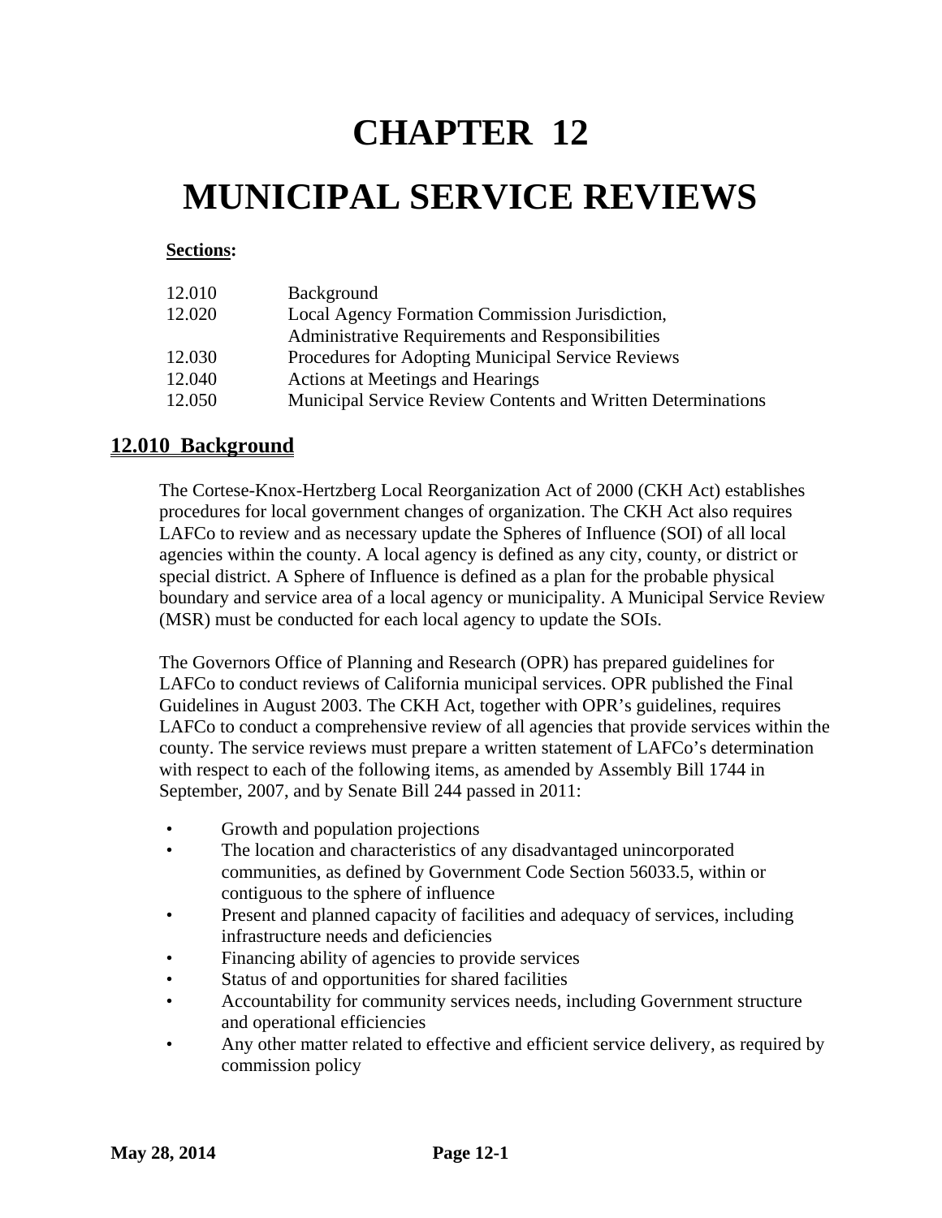# CHAPTER 12

# MUNICIPAL SERVICE REVIEWS

**Sections:**

| | |
|---|---|
| 12.010 | Background |
| 12.020 | Local Agency Formation Commission Jurisdiction, Administrative Requirements and Responsibilities |
| 12.030 | Procedures for Adopting Municipal Service Reviews |
| 12.040 | Actions at Meetings and Hearings |
| 12.050 | Municipal Service Review Contents and Written Determinations |

## 12.010 Background

The Cortese-Knox-Hertzberg Local Reorganization Act of 2000 (CKH Act) establishes procedures for local government changes of organization. The CKH Act also requires LAFCo to review and as necessary update the Spheres of Influence (SOI) of all local agencies within the county. A local agency is defined as any city, county, or district or special district. A Sphere of Influence is defined as a plan for the probable physical boundary and service area of a local agency or municipality. A Municipal Service Review (MSR) must be conducted for each local agency to update the SOIs.

The Governors Office of Planning and Research (OPR) has prepared guidelines for LAFCo to conduct reviews of California municipal services. OPR published the Final Guidelines in August 2003. The CKH Act, together with OPR's guidelines, requires LAFCo to conduct a comprehensive review of all agencies that provide services within the county. The service reviews must prepare a written statement of LAFCo's determination with respect to each of the following items, as amended by Assembly Bill 1744 in September, 2007, and by Senate Bill 244 passed in 2011:

- Growth and population projections
- The location and characteristics of any disadvantaged unincorporated communities, as defined by Government Code Section 56033.5, within or contiguous to the sphere of influence
- Present and planned capacity of facilities and adequacy of services, including infrastructure needs and deficiencies
- Financing ability of agencies to provide services
- Status of and opportunities for shared facilities
- Accountability for community services needs, including Government structure and operational efficiencies
- Any other matter related to effective and efficient service delivery, as required by commission policy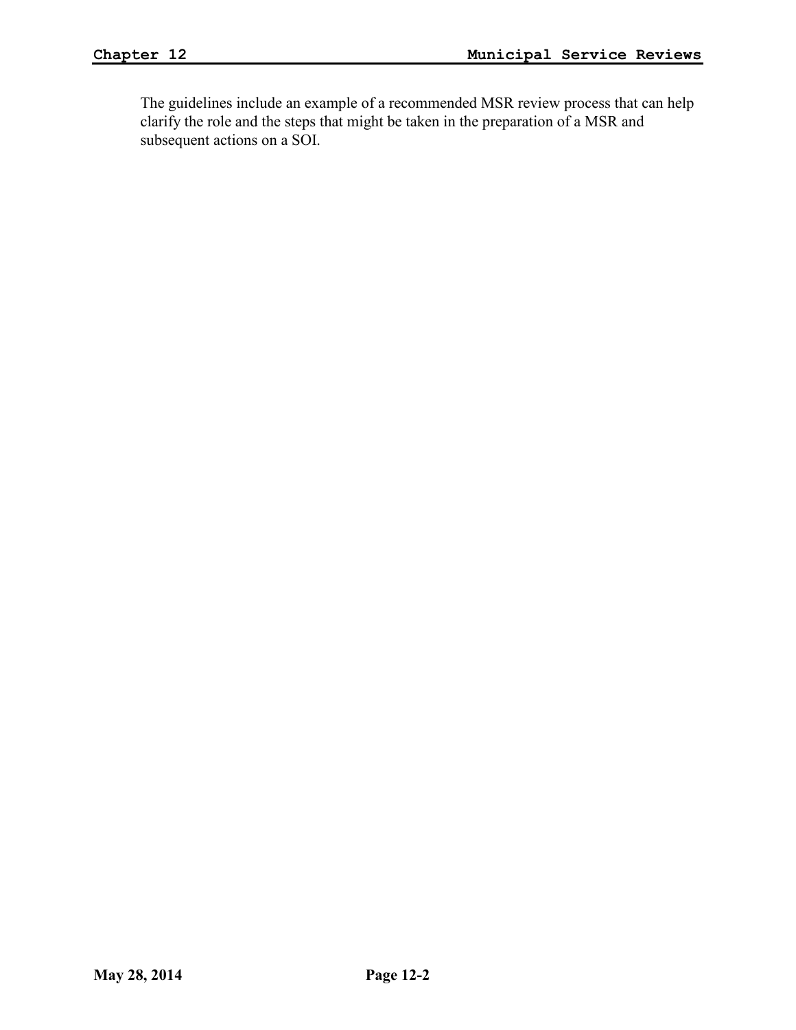The guidelines include an example of a recommended MSR review process that can help clarify the role and the steps that might be taken in the preparation of a MSR and subsequent actions on a SOI.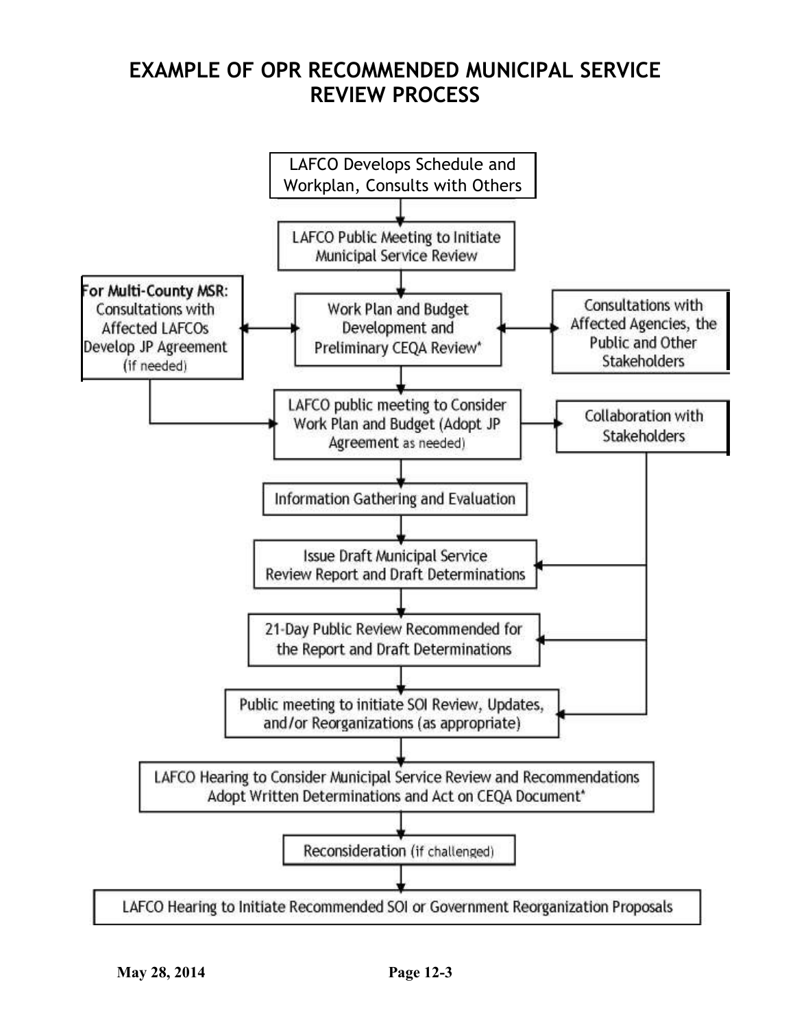# EXAMPLE OF OPR RECOMMENDED MUNICIPAL SERVICE REVIEW PROCESS

LAFCO Develops Schedule and Workplan, Consults with Others

LAFCO Public Meeting to Initiate Municipal Service Review

**For Multi-County MSR:** Consultations with Affected LAFCOs Develop JP Agreement (if needed)

Work Plan and Budget Development and Preliminary CEQA Review*

Consultations with Affected Agencies, the Public and Other Stakeholders

LAFCO public meeting to Consider Work Plan and Budget (Adopt JP Agreement as needed)

Collaboration with Stakeholders

Information Gathering and Evaluation

Issue Draft Municipal Service Review Report and Draft Determinations

21-Day Public Review Recommended for the Report and Draft Determinations

Public meeting to initiate SOI Review, Updates, and/or Reorganizations (as appropriate)

LAFCO Hearing to Consider Municipal Service Review and Recommendations Adopt Written Determinations and Act on CEQA Document*

Reconsideration (if challenged)

LAFCO Hearing to Initiate Recommended SOI or Government Reorganization Proposals

May 28, 2014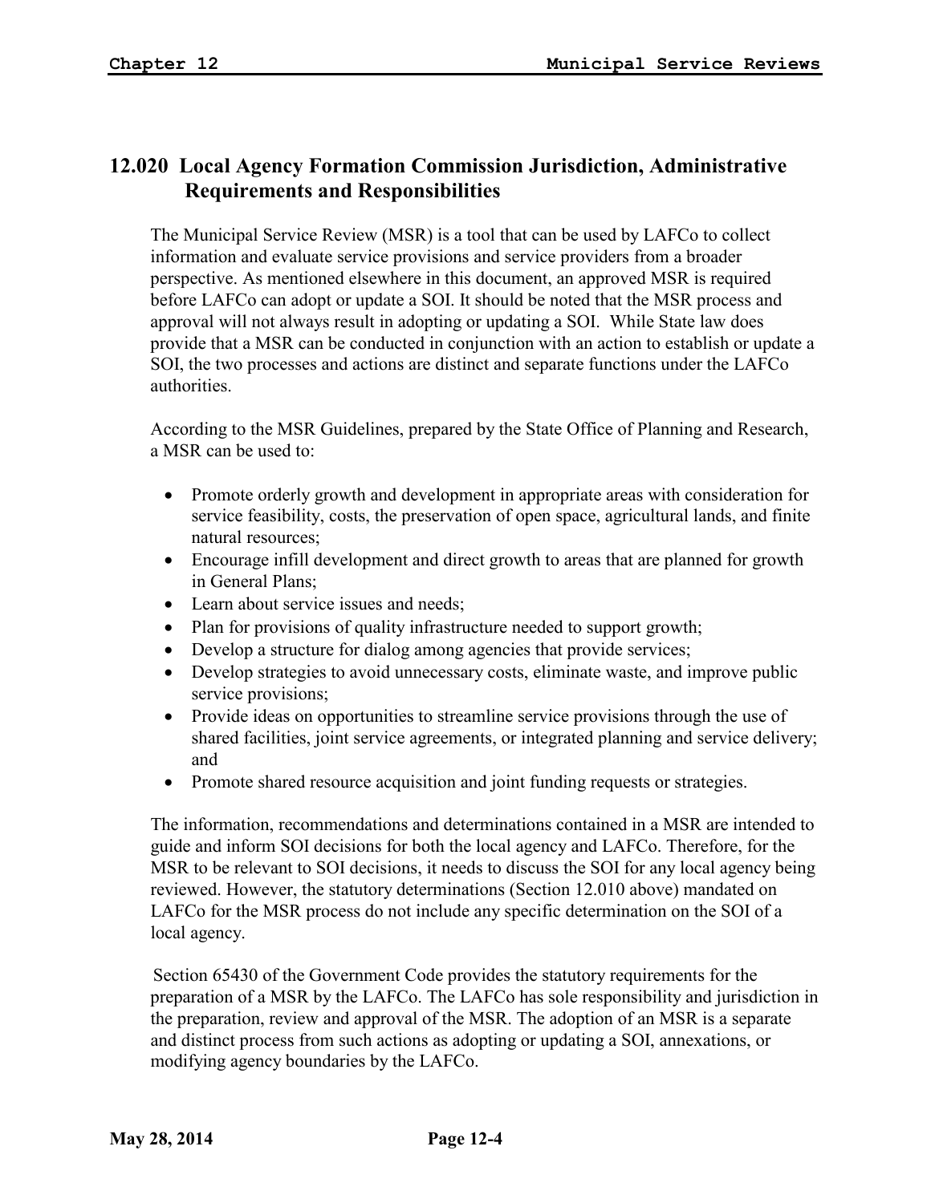## 12.020 Local Agency Formation Commission Jurisdiction, Administrative Requirements and Responsibilities

The Municipal Service Review (MSR) is a tool that can be used by LAFCo to collect information and evaluate service provisions and service providers from a broader perspective. As mentioned elsewhere in this document, an approved MSR is required before LAFCo can adopt or update a SOI. It should be noted that the MSR process and approval will not always result in adopting or updating a SOI. While State law does provide that a MSR can be conducted in conjunction with an action to establish or update a SOI, the two processes and actions are distinct and separate functions under the LAFCo authorities.

According to the MSR Guidelines, prepared by the State Office of Planning and Research, a MSR can be used to:

- Promote orderly growth and development in appropriate areas with consideration for service feasibility, costs, the preservation of open space, agricultural lands, and finite natural resources;
- Encourage infill development and direct growth to areas that are planned for growth in General Plans;
- Learn about service issues and needs;
- Plan for provisions of quality infrastructure needed to support growth;
- Develop a structure for dialog among agencies that provide services;
- Develop strategies to avoid unnecessary costs, eliminate waste, and improve public service provisions;
- Provide ideas on opportunities to streamline service provisions through the use of shared facilities, joint service agreements, or integrated planning and service delivery; and
- Promote shared resource acquisition and joint funding requests or strategies.

The information, recommendations and determinations contained in a MSR are intended to guide and inform SOI decisions for both the local agency and LAFCo. Therefore, for the MSR to be relevant to SOI decisions, it needs to discuss the SOI for any local agency being reviewed. However, the statutory determinations (Section 12.010 above) mandated on LAFCo for the MSR process do not include any specific determination on the SOI of a local agency.

Section 65430 of the Government Code provides the statutory requirements for the preparation of a MSR by the LAFCo. The LAFCo has sole responsibility and jurisdiction in the preparation, review and approval of the MSR. The adoption of an MSR is a separate and distinct process from such actions as adopting or updating a SOI, annexations, or modifying agency boundaries by the LAFCo.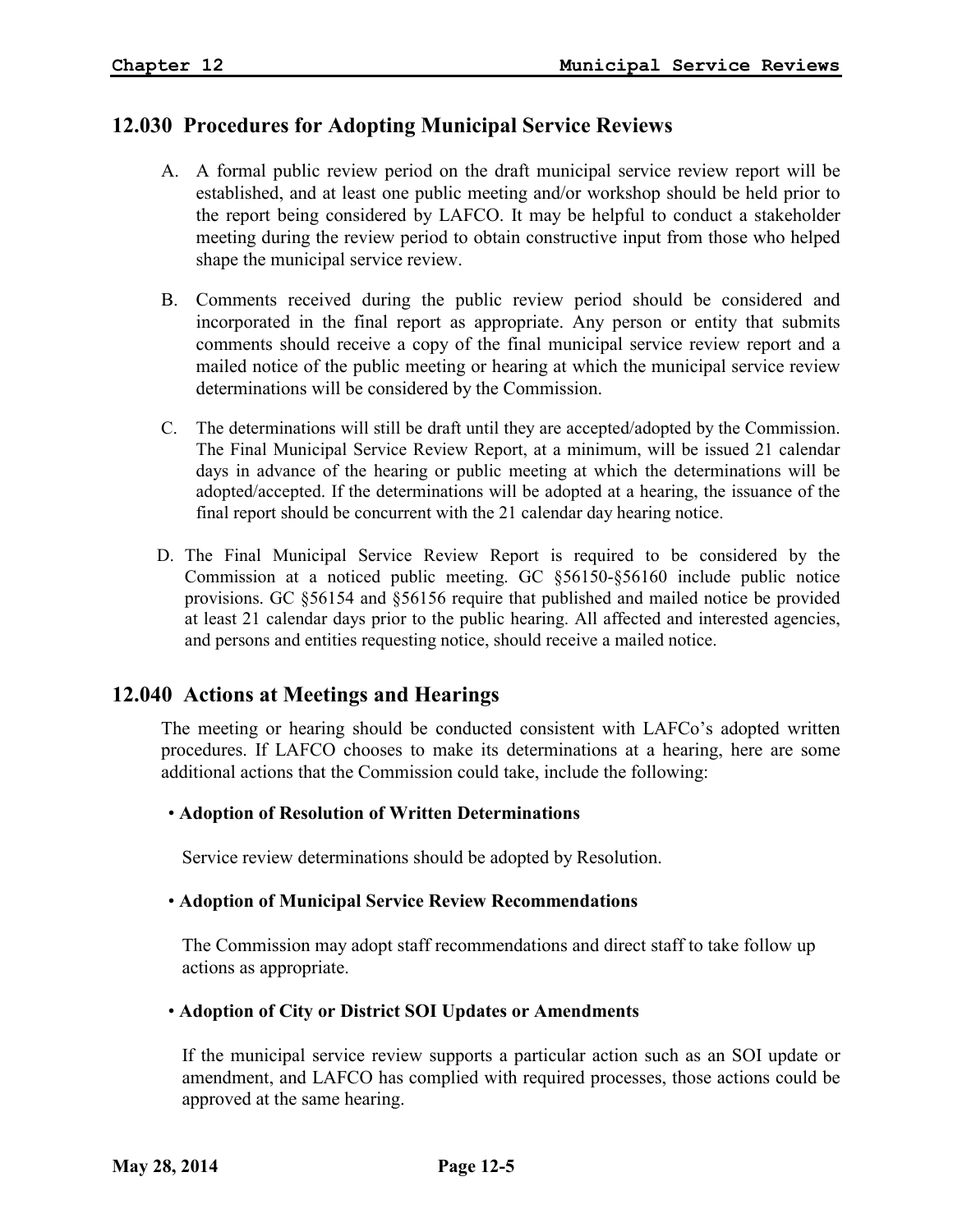## 12.030 Procedures for Adopting Municipal Service Reviews

A. A formal public review period on the draft municipal service review report will be established, and at least one public meeting and/or workshop should be held prior to the report being considered by LAFCO. It may be helpful to conduct a stakeholder meeting during the review period to obtain constructive input from those who helped shape the municipal service review.

B. Comments received during the public review period should be considered and incorporated in the final report as appropriate. Any person or entity that submits comments should receive a copy of the final municipal service review report and a mailed notice of the public meeting or hearing at which the municipal service review determinations will be considered by the Commission.

C. The determinations will still be draft until they are accepted/adopted by the Commission. The Final Municipal Service Review Report, at a minimum, will be issued 21 calendar days in advance of the hearing or public meeting at which the determinations will be adopted/accepted. If the determinations will be adopted at a hearing, the issuance of the final report should be concurrent with the 21 calendar day hearing notice.

D. The Final Municipal Service Review Report is required to be considered by the Commission at a noticed public meeting. GC §56150-§56160 include public notice provisions. GC §56154 and §56156 require that published and mailed notice be provided at least 21 calendar days prior to the public hearing. All affected and interested agencies, and persons and entities requesting notice, should receive a mailed notice.

## 12.040 Actions at Meetings and Hearings

The meeting or hearing should be conducted consistent with LAFCo's adopted written procedures. If LAFCO chooses to make its determinations at a hearing, here are some additional actions that the Commission could take, include the following:

- **Adoption of Resolution of Written Determinations**

  Service review determinations should be adopted by Resolution.

- **Adoption of Municipal Service Review Recommendations**

  The Commission may adopt staff recommendations and direct staff to take follow up actions as appropriate.

- **Adoption of City or District SOI Updates or Amendments**

  If the municipal service review supports a particular action such as an SOI update or amendment, and LAFCO has complied with required processes, those actions could be approved at the same hearing.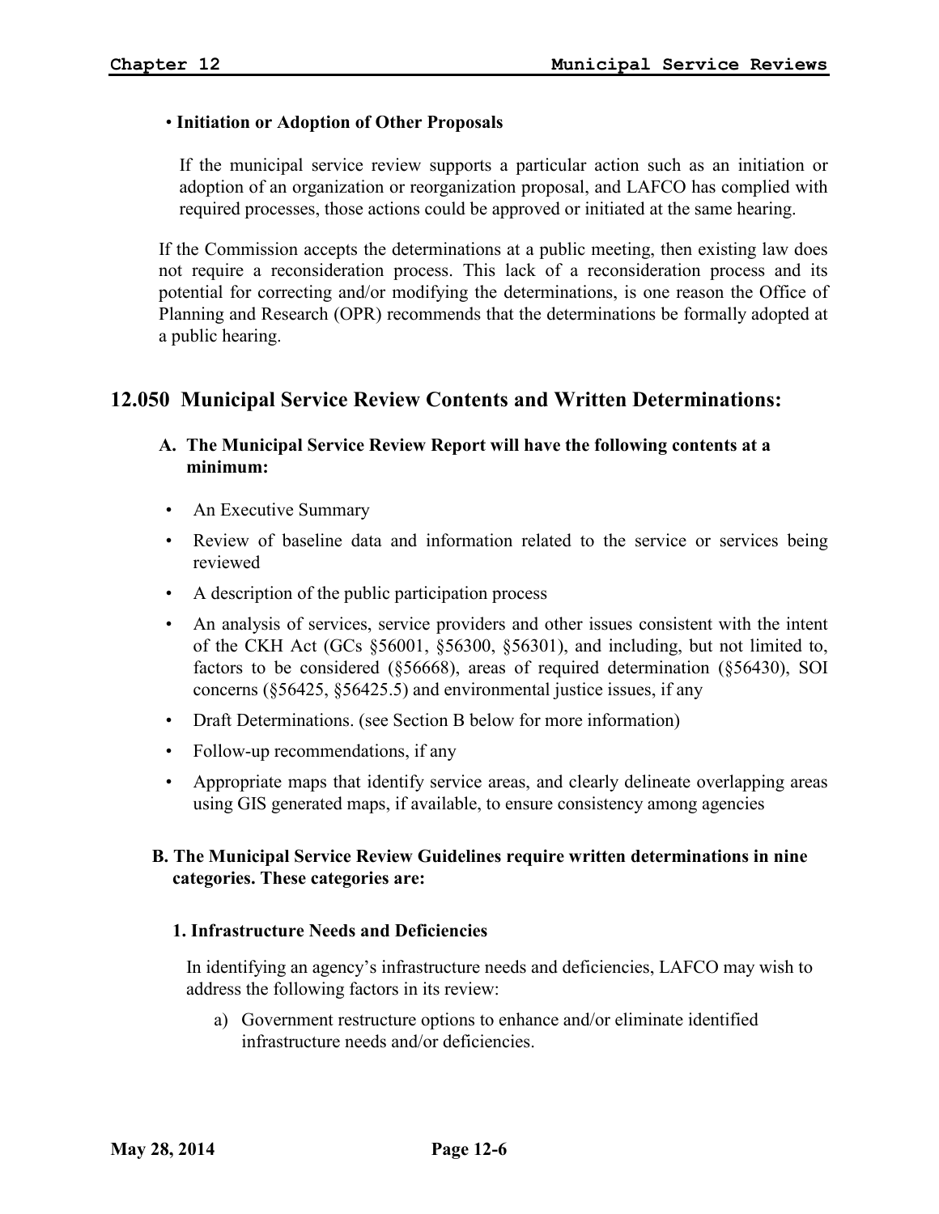- **Initiation or Adoption of Other Proposals**

  If the municipal service review supports a particular action such as an initiation or adoption of an organization or reorganization proposal, and LAFCO has complied with required processes, those actions could be approved or initiated at the same hearing.

If the Commission accepts the determinations at a public meeting, then existing law does not require a reconsideration process. This lack of a reconsideration process and its potential for correcting and/or modifying the determinations, is one reason the Office of Planning and Research (OPR) recommends that the determinations be formally adopted at a public hearing.

## 12.050 Municipal Service Review Contents and Written Determinations:

### A. The Municipal Service Review Report will have the following contents at a minimum:

- An Executive Summary
- Review of baseline data and information related to the service or services being reviewed
- A description of the public participation process
- An analysis of services, service providers and other issues consistent with the intent of the CKH Act (GCs §56001, §56300, §56301), and including, but not limited to, factors to be considered (§56668), areas of required determination (§56430), SOI concerns (§56425, §56425.5) and environmental justice issues, if any
- Draft Determinations. (see Section B below for more information)
- Follow-up recommendations, if any
- Appropriate maps that identify service areas, and clearly delineate overlapping areas using GIS generated maps, if available, to ensure consistency among agencies

### B. The Municipal Service Review Guidelines require written determinations in nine categories. These categories are:

#### 1. Infrastructure Needs and Deficiencies

In identifying an agency's infrastructure needs and deficiencies, LAFCO may wish to address the following factors in its review:

a) Government restructure options to enhance and/or eliminate identified infrastructure needs and/or deficiencies.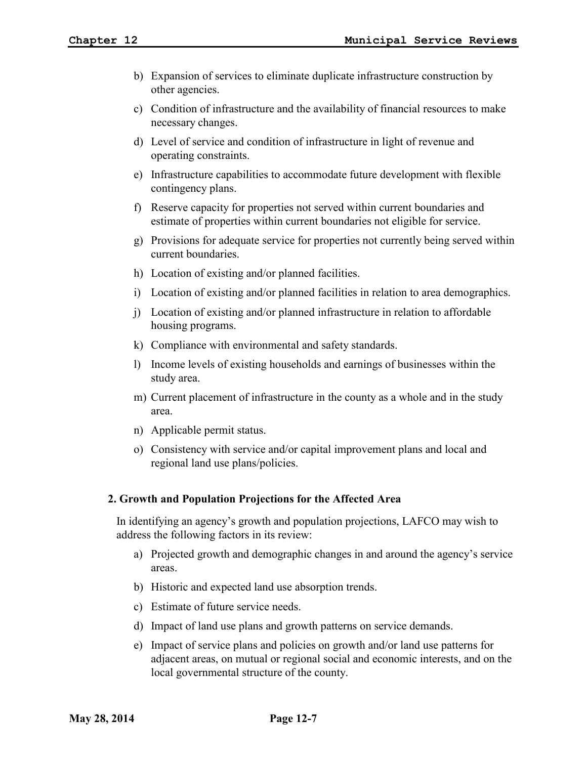b) Expansion of services to eliminate duplicate infrastructure construction by other agencies.

c) Condition of infrastructure and the availability of financial resources to make necessary changes.

d) Level of service and condition of infrastructure in light of revenue and operating constraints.

e) Infrastructure capabilities to accommodate future development with flexible contingency plans.

f) Reserve capacity for properties not served within current boundaries and estimate of properties within current boundaries not eligible for service.

g) Provisions for adequate service for properties not currently being served within current boundaries.

h) Location of existing and/or planned facilities.

i) Location of existing and/or planned facilities in relation to area demographics.

j) Location of existing and/or planned infrastructure in relation to affordable housing programs.

k) Compliance with environmental and safety standards.

l) Income levels of existing households and earnings of businesses within the study area.

m) Current placement of infrastructure in the county as a whole and in the study area.

n) Applicable permit status.

o) Consistency with service and/or capital improvement plans and local and regional land use plans/policies.

**2. Growth and Population Projections for the Affected Area**

In identifying an agency's growth and population projections, LAFCO may wish to address the following factors in its review:

a) Projected growth and demographic changes in and around the agency's service areas.

b) Historic and expected land use absorption trends.

c) Estimate of future service needs.

d) Impact of land use plans and growth patterns on service demands.

e) Impact of service plans and policies on growth and/or land use patterns for adjacent areas, on mutual or regional social and economic interests, and on the local governmental structure of the county.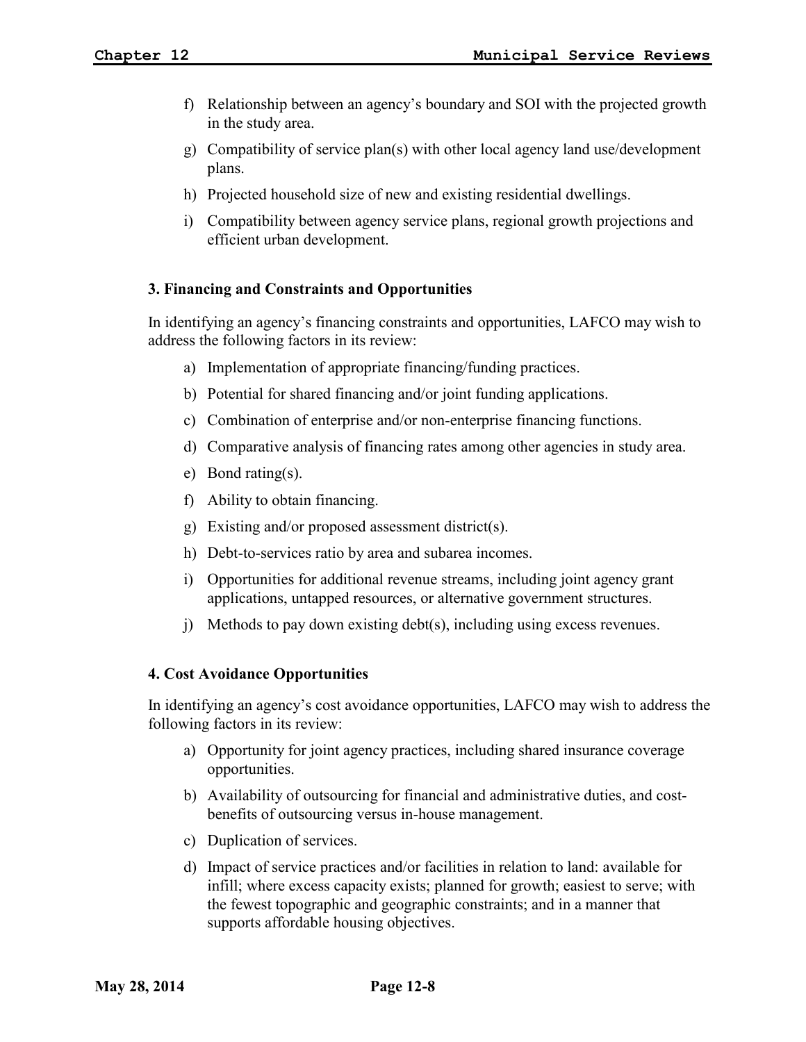f) Relationship between an agency's boundary and SOI with the projected growth in the study area.

g) Compatibility of service plan(s) with other local agency land use/development plans.

h) Projected household size of new and existing residential dwellings.

i) Compatibility between agency service plans, regional growth projections and efficient urban development.

### 3. Financing and Constraints and Opportunities

In identifying an agency's financing constraints and opportunities, LAFCO may wish to address the following factors in its review:

a) Implementation of appropriate financing/funding practices.

b) Potential for shared financing and/or joint funding applications.

c) Combination of enterprise and/or non-enterprise financing functions.

d) Comparative analysis of financing rates among other agencies in study area.

e) Bond rating(s).

f) Ability to obtain financing.

g) Existing and/or proposed assessment district(s).

h) Debt-to-services ratio by area and subarea incomes.

i) Opportunities for additional revenue streams, including joint agency grant applications, untapped resources, or alternative government structures.

j) Methods to pay down existing debt(s), including using excess revenues.

### 4. Cost Avoidance Opportunities

In identifying an agency's cost avoidance opportunities, LAFCO may wish to address the following factors in its review:

a) Opportunity for joint agency practices, including shared insurance coverage opportunities.

b) Availability of outsourcing for financial and administrative duties, and cost-benefits of outsourcing versus in-house management.

c) Duplication of services.

d) Impact of service practices and/or facilities in relation to land: available for infill; where excess capacity exists; planned for growth; easiest to serve; with the fewest topographic and geographic constraints; and in a manner that supports affordable housing objectives.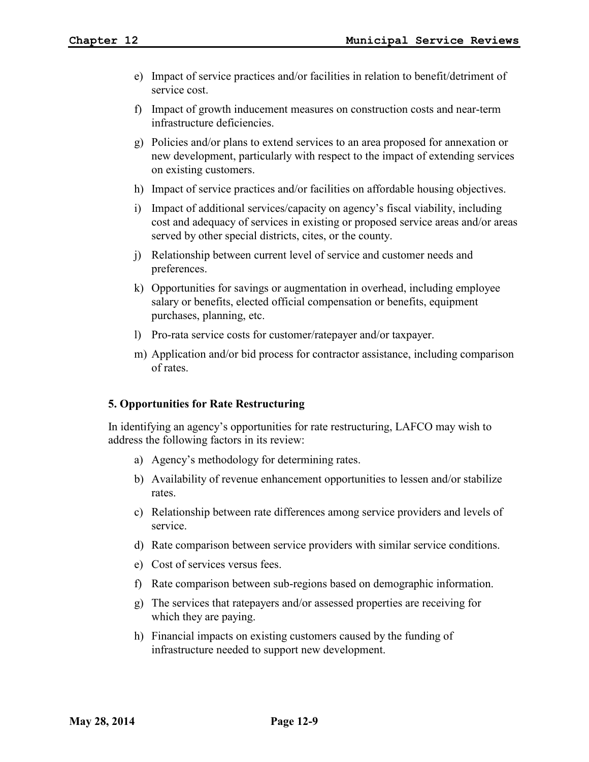e) Impact of service practices and/or facilities in relation to benefit/detriment of service cost.

f) Impact of growth inducement measures on construction costs and near-term infrastructure deficiencies.

g) Policies and/or plans to extend services to an area proposed for annexation or new development, particularly with respect to the impact of extending services on existing customers.

h) Impact of service practices and/or facilities on affordable housing objectives.

i) Impact of additional services/capacity on agency's fiscal viability, including cost and adequacy of services in existing or proposed service areas and/or areas served by other special districts, cites, or the county.

j) Relationship between current level of service and customer needs and preferences.

k) Opportunities for savings or augmentation in overhead, including employee salary or benefits, elected official compensation or benefits, equipment purchases, planning, etc.

l) Pro-rata service costs for customer/ratepayer and/or taxpayer.

m) Application and/or bid process for contractor assistance, including comparison of rates.

### 5. Opportunities for Rate Restructuring

In identifying an agency's opportunities for rate restructuring, LAFCO may wish to address the following factors in its review:

a) Agency's methodology for determining rates.

b) Availability of revenue enhancement opportunities to lessen and/or stabilize rates.

c) Relationship between rate differences among service providers and levels of service.

d) Rate comparison between service providers with similar service conditions.

e) Cost of services versus fees.

f) Rate comparison between sub-regions based on demographic information.

g) The services that ratepayers and/or assessed properties are receiving for which they are paying.

h) Financial impacts on existing customers caused by the funding of infrastructure needed to support new development.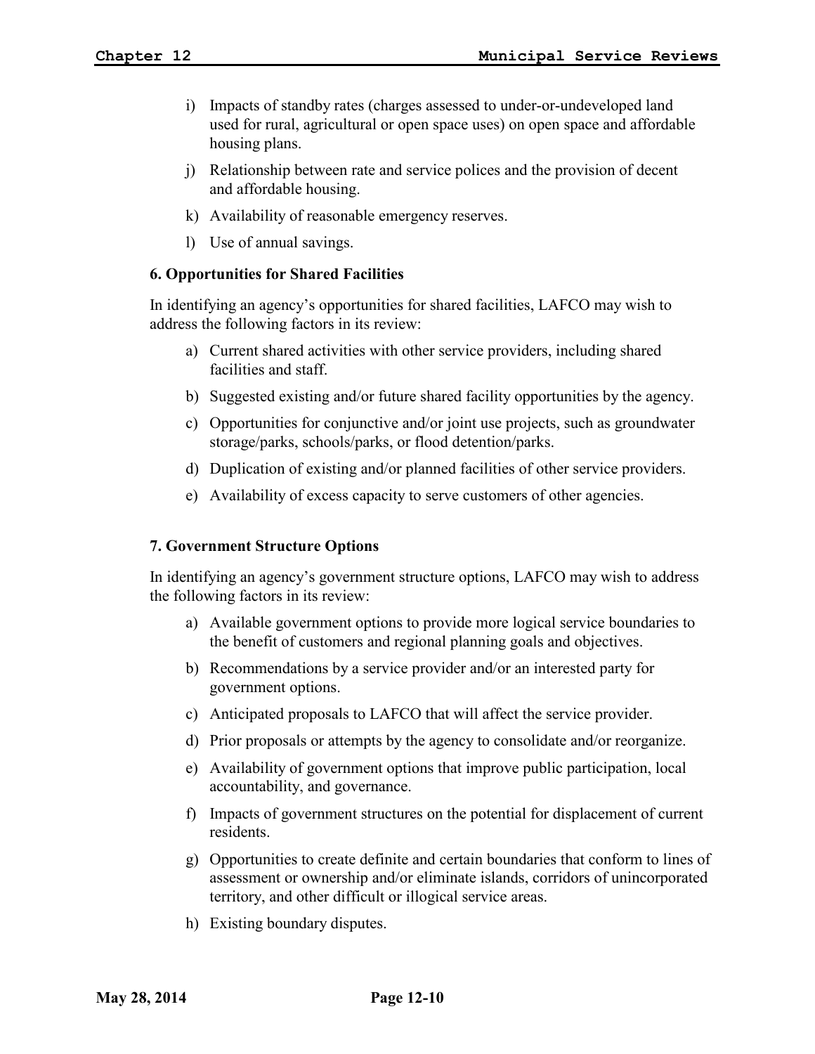i) Impacts of standby rates (charges assessed to under-or-undeveloped land used for rural, agricultural or open space uses) on open space and affordable housing plans.

j) Relationship between rate and service polices and the provision of decent and affordable housing.

k) Availability of reasonable emergency reserves.

l) Use of annual savings.

### 6. Opportunities for Shared Facilities

In identifying an agency's opportunities for shared facilities, LAFCO may wish to address the following factors in its review:

a) Current shared activities with other service providers, including shared facilities and staff.

b) Suggested existing and/or future shared facility opportunities by the agency.

c) Opportunities for conjunctive and/or joint use projects, such as groundwater storage/parks, schools/parks, or flood detention/parks.

d) Duplication of existing and/or planned facilities of other service providers.

e) Availability of excess capacity to serve customers of other agencies.

### 7. Government Structure Options

In identifying an agency's government structure options, LAFCO may wish to address the following factors in its review:

a) Available government options to provide more logical service boundaries to the benefit of customers and regional planning goals and objectives.

b) Recommendations by a service provider and/or an interested party for government options.

c) Anticipated proposals to LAFCO that will affect the service provider.

d) Prior proposals or attempts by the agency to consolidate and/or reorganize.

e) Availability of government options that improve public participation, local accountability, and governance.

f) Impacts of government structures on the potential for displacement of current residents.

g) Opportunities to create definite and certain boundaries that conform to lines of assessment or ownership and/or eliminate islands, corridors of unincorporated territory, and other difficult or illogical service areas.

h) Existing boundary disputes.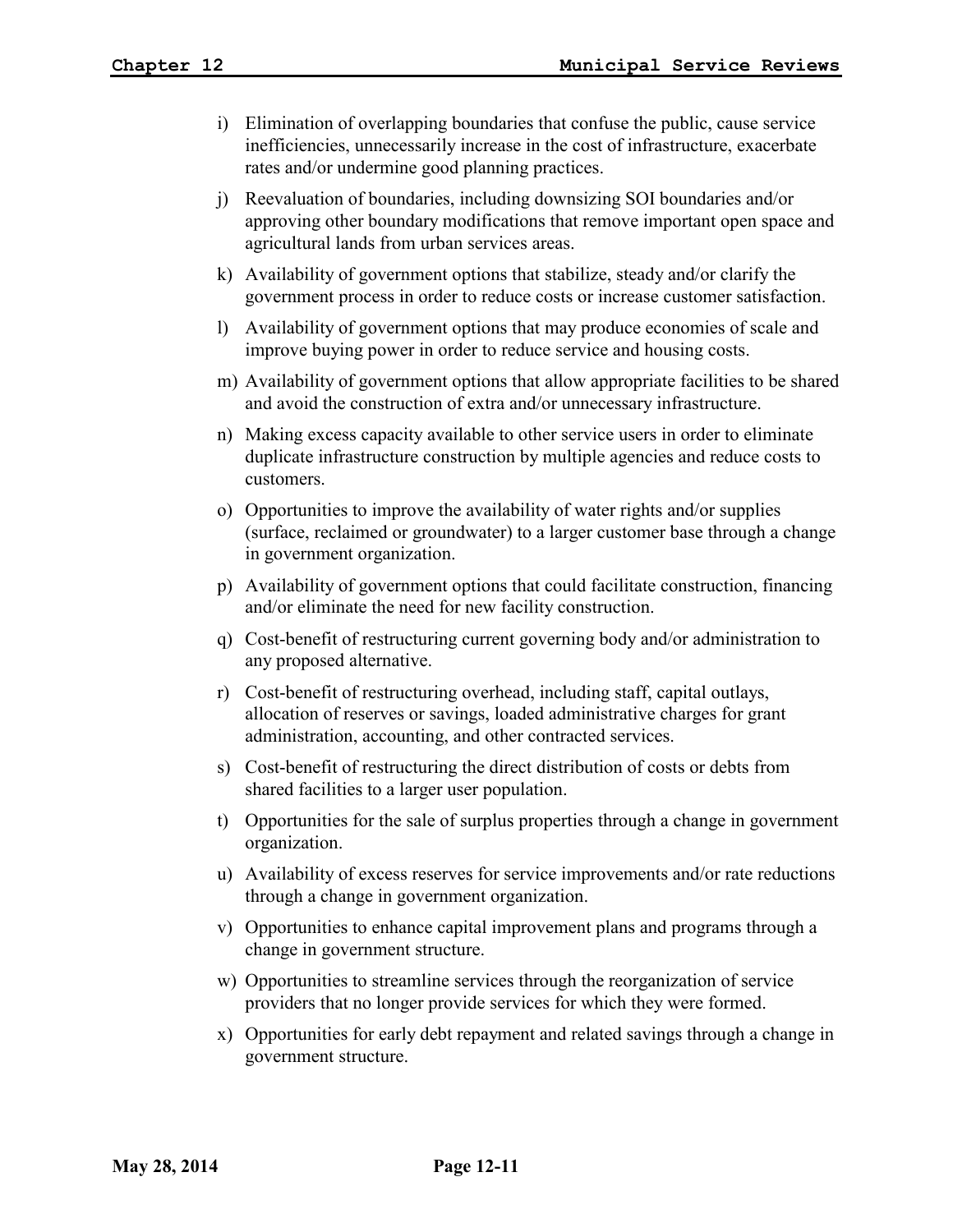i) Elimination of overlapping boundaries that confuse the public, cause service inefficiencies, unnecessarily increase in the cost of infrastructure, exacerbate rates and/or undermine good planning practices.

j) Reevaluation of boundaries, including downsizing SOI boundaries and/or approving other boundary modifications that remove important open space and agricultural lands from urban services areas.

k) Availability of government options that stabilize, steady and/or clarify the government process in order to reduce costs or increase customer satisfaction.

l) Availability of government options that may produce economies of scale and improve buying power in order to reduce service and housing costs.

m) Availability of government options that allow appropriate facilities to be shared and avoid the construction of extra and/or unnecessary infrastructure.

n) Making excess capacity available to other service users in order to eliminate duplicate infrastructure construction by multiple agencies and reduce costs to customers.

o) Opportunities to improve the availability of water rights and/or supplies (surface, reclaimed or groundwater) to a larger customer base through a change in government organization.

p) Availability of government options that could facilitate construction, financing and/or eliminate the need for new facility construction.

q) Cost-benefit of restructuring current governing body and/or administration to any proposed alternative.

r) Cost-benefit of restructuring overhead, including staff, capital outlays, allocation of reserves or savings, loaded administrative charges for grant administration, accounting, and other contracted services.

s) Cost-benefit of restructuring the direct distribution of costs or debts from shared facilities to a larger user population.

t) Opportunities for the sale of surplus properties through a change in government organization.

u) Availability of excess reserves for service improvements and/or rate reductions through a change in government organization.

v) Opportunities to enhance capital improvement plans and programs through a change in government structure.

w) Opportunities to streamline services through the reorganization of service providers that no longer provide services for which they were formed.

x) Opportunities for early debt repayment and related savings through a change in government structure.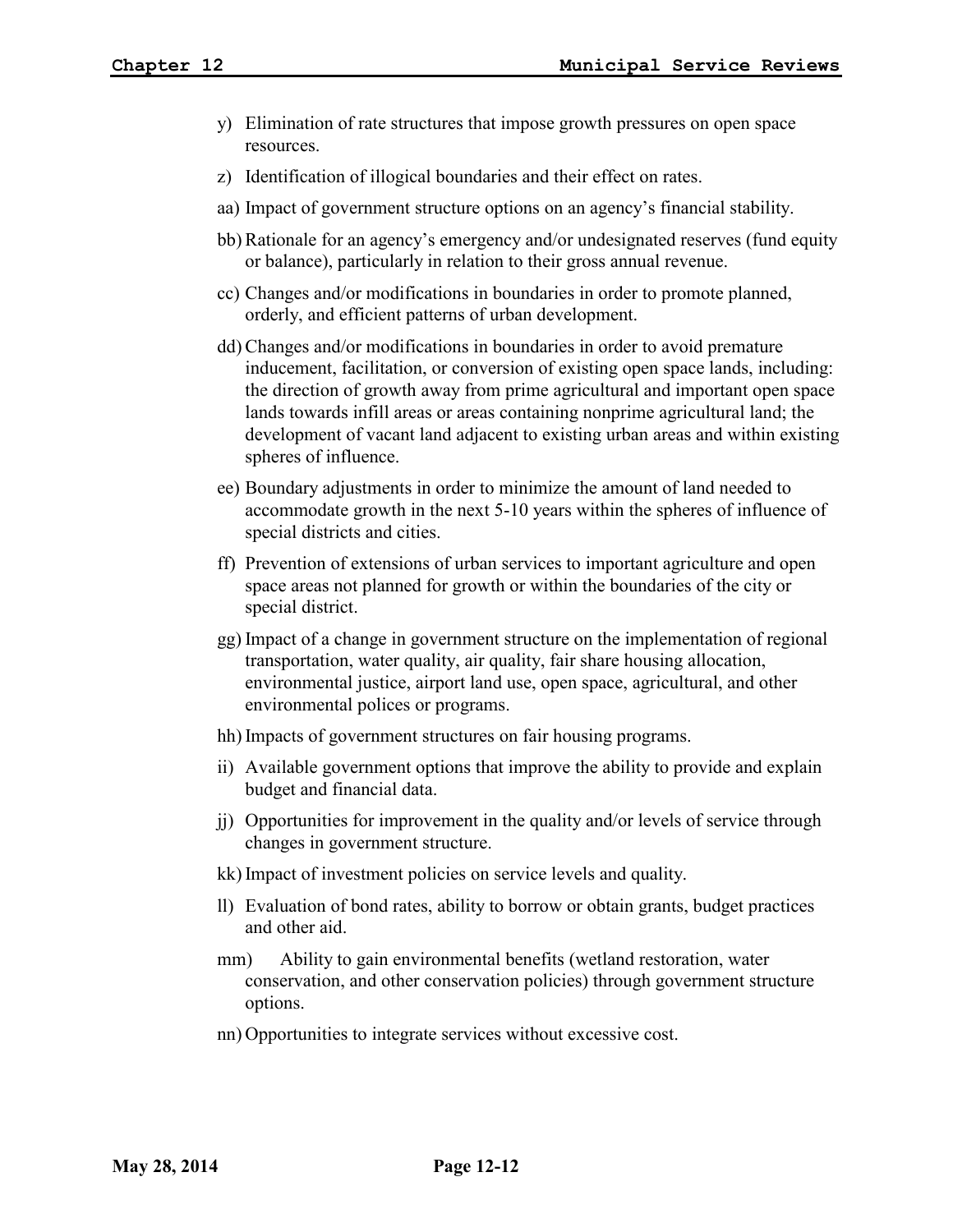y) Elimination of rate structures that impose growth pressures on open space resources.

z) Identification of illogical boundaries and their effect on rates.

aa) Impact of government structure options on an agency's financial stability.

bb) Rationale for an agency's emergency and/or undesignated reserves (fund equity or balance), particularly in relation to their gross annual revenue.

cc) Changes and/or modifications in boundaries in order to promote planned, orderly, and efficient patterns of urban development.

dd) Changes and/or modifications in boundaries in order to avoid premature inducement, facilitation, or conversion of existing open space lands, including: the direction of growth away from prime agricultural and important open space lands towards infill areas or areas containing nonprime agricultural land; the development of vacant land adjacent to existing urban areas and within existing spheres of influence.

ee) Boundary adjustments in order to minimize the amount of land needed to accommodate growth in the next 5-10 years within the spheres of influence of special districts and cities.

ff) Prevention of extensions of urban services to important agriculture and open space areas not planned for growth or within the boundaries of the city or special district.

gg) Impact of a change in government structure on the implementation of regional transportation, water quality, air quality, fair share housing allocation, environmental justice, airport land use, open space, agricultural, and other environmental polices or programs.

hh) Impacts of government structures on fair housing programs.

ii) Available government options that improve the ability to provide and explain budget and financial data.

jj) Opportunities for improvement in the quality and/or levels of service through changes in government structure.

kk) Impact of investment policies on service levels and quality.

ll) Evaluation of bond rates, ability to borrow or obtain grants, budget practices and other aid.

mm) Ability to gain environmental benefits (wetland restoration, water conservation, and other conservation policies) through government structure options.

nn) Opportunities to integrate services without excessive cost.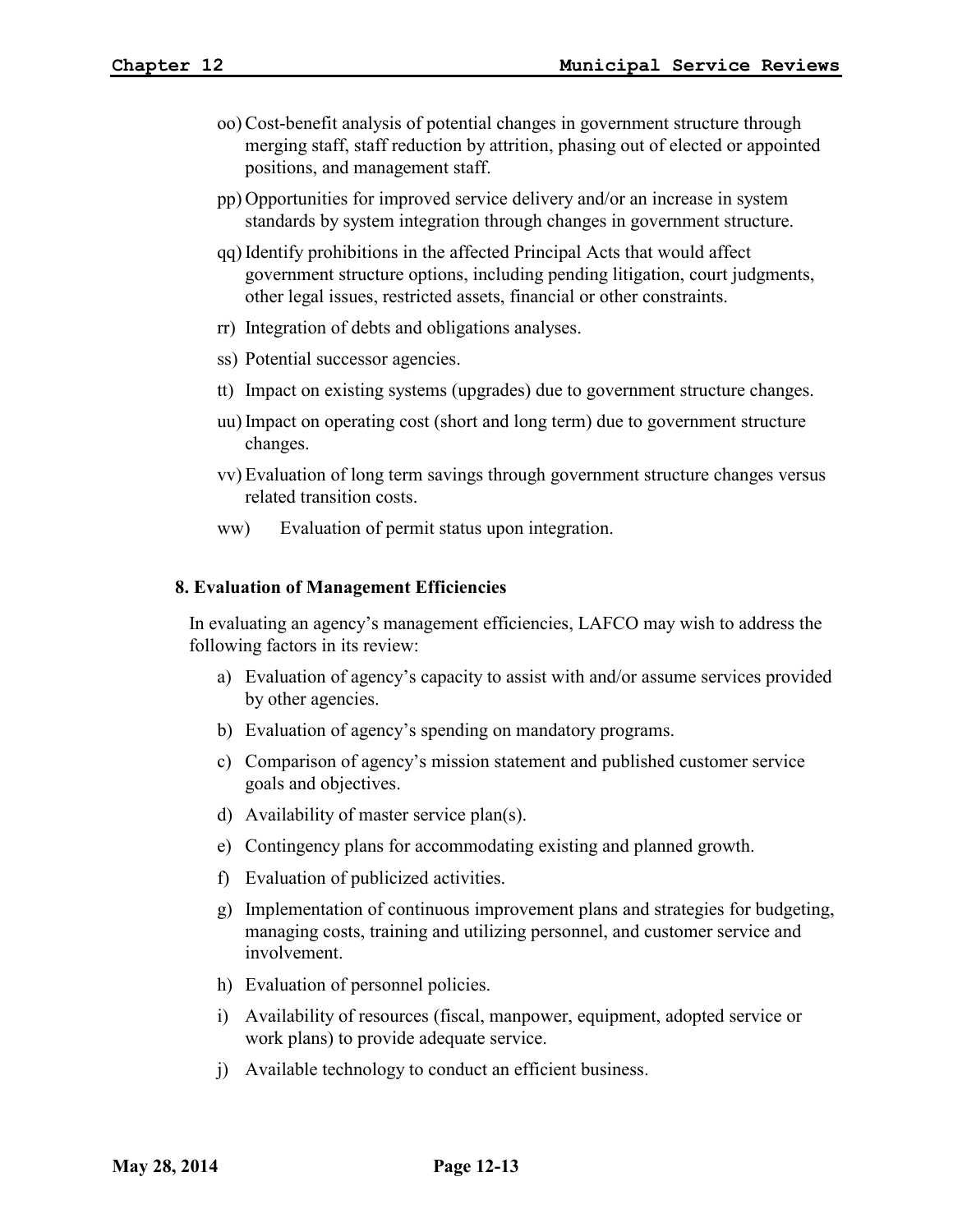oo) Cost-benefit analysis of potential changes in government structure through merging staff, staff reduction by attrition, phasing out of elected or appointed positions, and management staff.

pp) Opportunities for improved service delivery and/or an increase in system standards by system integration through changes in government structure.

qq) Identify prohibitions in the affected Principal Acts that would affect government structure options, including pending litigation, court judgments, other legal issues, restricted assets, financial or other constraints.

rr) Integration of debts and obligations analyses.

ss) Potential successor agencies.

tt) Impact on existing systems (upgrades) due to government structure changes.

uu) Impact on operating cost (short and long term) due to government structure changes.

vv) Evaluation of long term savings through government structure changes versus related transition costs.

ww) Evaluation of permit status upon integration.

**8. Evaluation of Management Efficiencies**

In evaluating an agency's management efficiencies, LAFCO may wish to address the following factors in its review:

a) Evaluation of agency's capacity to assist with and/or assume services provided by other agencies.

b) Evaluation of agency's spending on mandatory programs.

c) Comparison of agency's mission statement and published customer service goals and objectives.

d) Availability of master service plan(s).

e) Contingency plans for accommodating existing and planned growth.

f) Evaluation of publicized activities.

g) Implementation of continuous improvement plans and strategies for budgeting, managing costs, training and utilizing personnel, and customer service and involvement.

h) Evaluation of personnel policies.

i) Availability of resources (fiscal, manpower, equipment, adopted service or work plans) to provide adequate service.

j) Available technology to conduct an efficient business.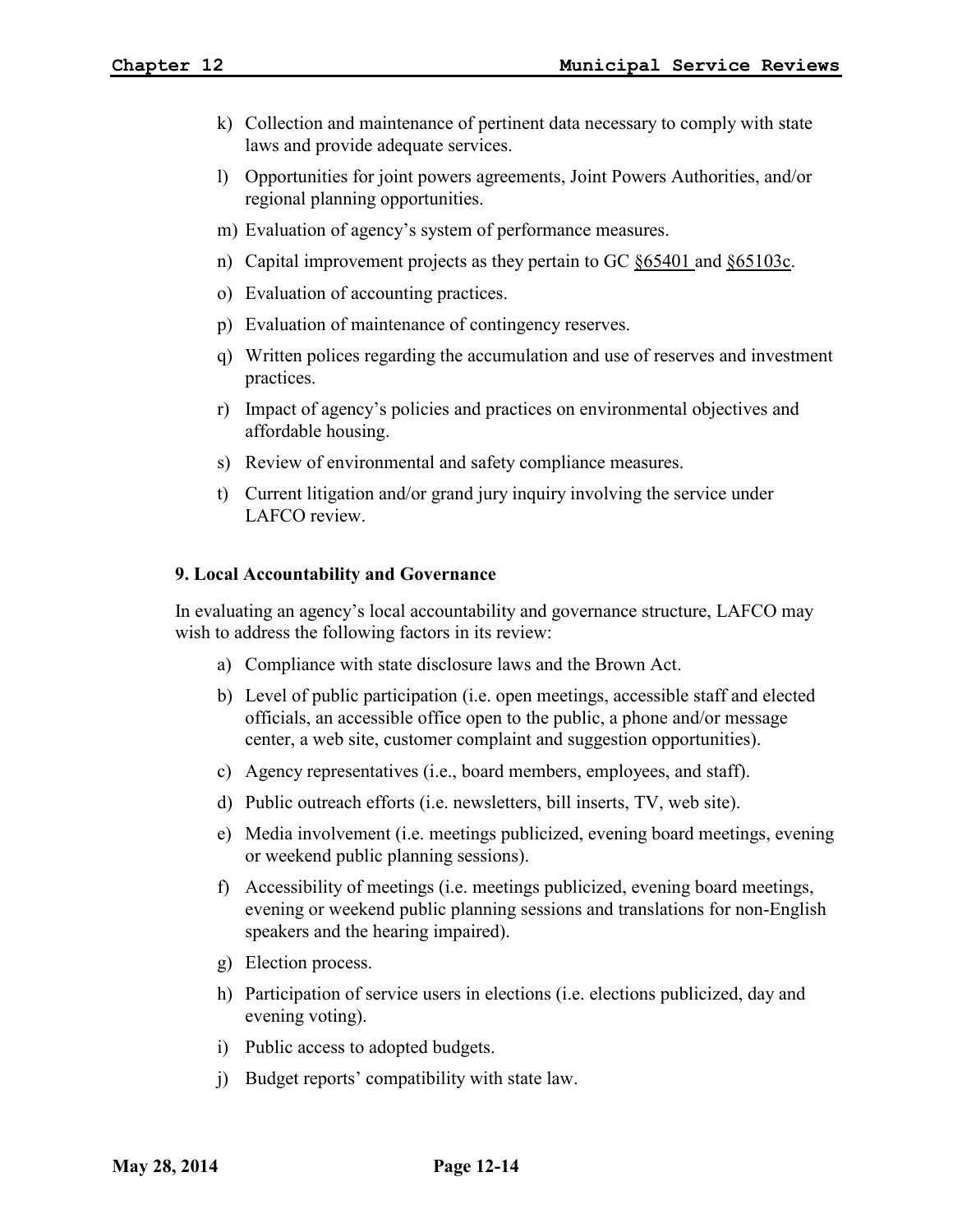k) Collection and maintenance of pertinent data necessary to comply with state laws and provide adequate services.

l) Opportunities for joint powers agreements, Joint Powers Authorities, and/or regional planning opportunities.

m) Evaluation of agency's system of performance measures.

n) Capital improvement projects as they pertain to GC §65401 and §65103c.

o) Evaluation of accounting practices.

p) Evaluation of maintenance of contingency reserves.

q) Written polices regarding the accumulation and use of reserves and investment practices.

r) Impact of agency's policies and practices on environmental objectives and affordable housing.

s) Review of environmental and safety compliance measures.

t) Current litigation and/or grand jury inquiry involving the service under LAFCO review.

**9. Local Accountability and Governance**

In evaluating an agency's local accountability and governance structure, LAFCO may wish to address the following factors in its review:

a) Compliance with state disclosure laws and the Brown Act.

b) Level of public participation (i.e. open meetings, accessible staff and elected officials, an accessible office open to the public, a phone and/or message center, a web site, customer complaint and suggestion opportunities).

c) Agency representatives (i.e., board members, employees, and staff).

d) Public outreach efforts (i.e. newsletters, bill inserts, TV, web site).

e) Media involvement (i.e. meetings publicized, evening board meetings, evening or weekend public planning sessions).

f) Accessibility of meetings (i.e. meetings publicized, evening board meetings, evening or weekend public planning sessions and translations for non-English speakers and the hearing impaired).

g) Election process.

h) Participation of service users in elections (i.e. elections publicized, day and evening voting).

i) Public access to adopted budgets.

j) Budget reports' compatibility with state law.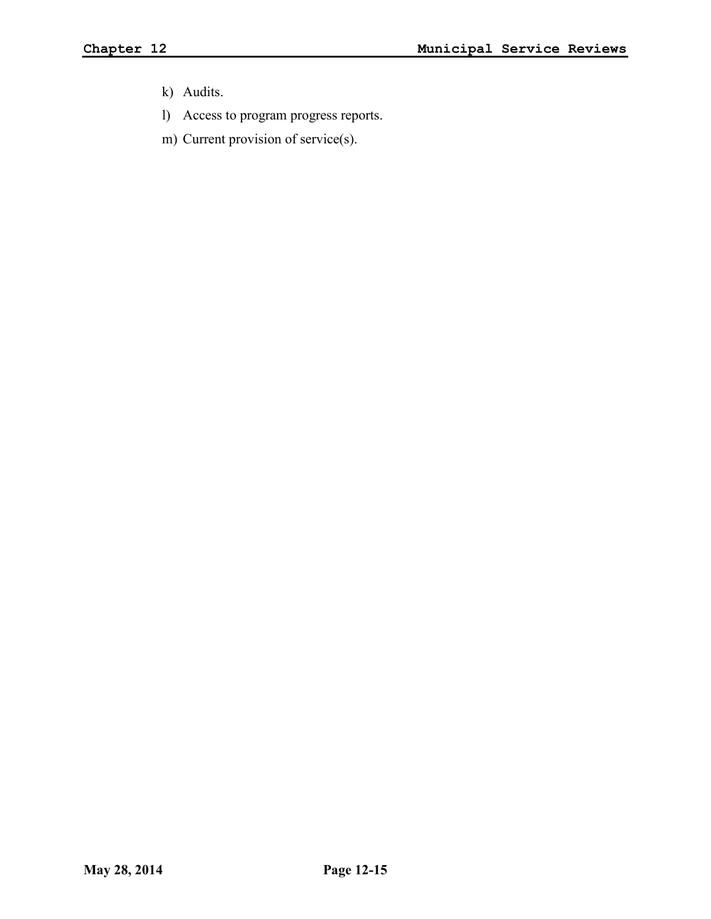k) Audits.

l) Access to program progress reports.

m) Current provision of service(s).